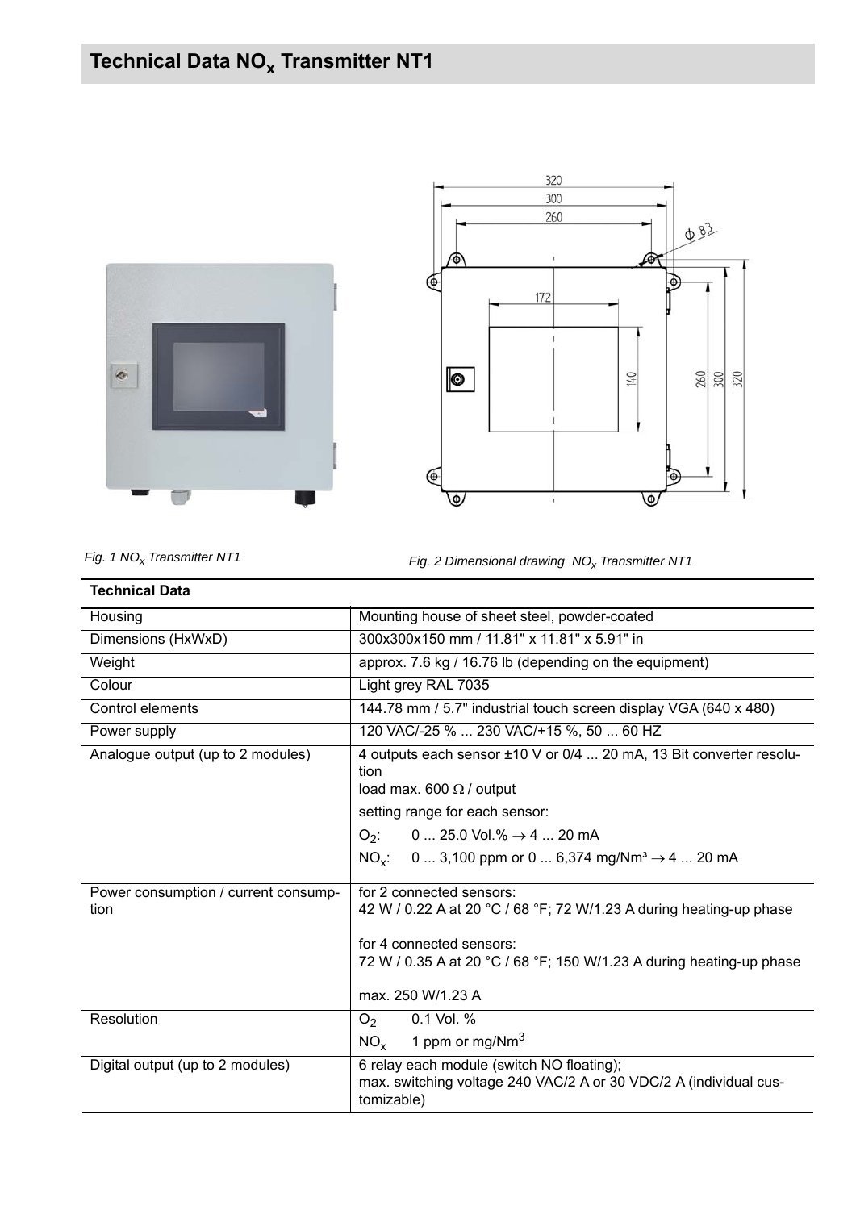# Technical Data $NO_x$ Transmitter NT1

*Fig. 1 $NO_x$ Transmitter NT1*

*Fig. 2 Dimensional drawing $NO_x$ Transmitter NT1*

| Technical Data | |
|---|---|
| Housing | Mounting house of sheet steel, powder-coated |
| Dimensions (HxWxD) | 300x300x150 mm / 11.81" x 11.81" x 5.91" in |
| Weight | approx. 7.6 kg / 16.76 lb (depending on the equipment) |
| Colour | Light grey RAL 7035 |
| Control elements | 144.78 mm / 5.7" industrial touch screen display VGA (640 x 480) |
| Power supply | 120 VAC/-25 % ... 230 VAC/+15 %, 50 ... 60 HZ |
| Analogue output (up to 2 modules) | 4 outputs each sensor ±10 V or 0/4 ... 20 mA, 13 Bit converter resolution<br>load max. 600 Ω / output<br>setting range for each sensor:<br>$O_2$: 0 ... 25.0 Vol.% → 4 ... 20 mA<br>$NO_x$: 0 ... 3,100 ppm or 0 ... 6,374 mg/Nm³ → 4 ... 20 mA |
| Power consumption / current consumption | for 2 connected sensors:<br>42 W / 0.22 A at 20 °C / 68 °F; 72 W/1.23 A during heating-up phase<br><br>for 4 connected sensors:<br>72 W / 0.35 A at 20 °C / 68 °F; 150 W/1.23 A during heating-up phase<br><br>max. 250 W/1.23 A |
| Resolution | $O_2$ 0.1 Vol. %<br>$NO_x$ 1 ppm or mg/Nm³ |
| Digital output (up to 2 modules) | 6 relay each module (switch NO floating);<br>max. switching voltage 240 VAC/2 A or 30 VDC/2 A (individual customizable) |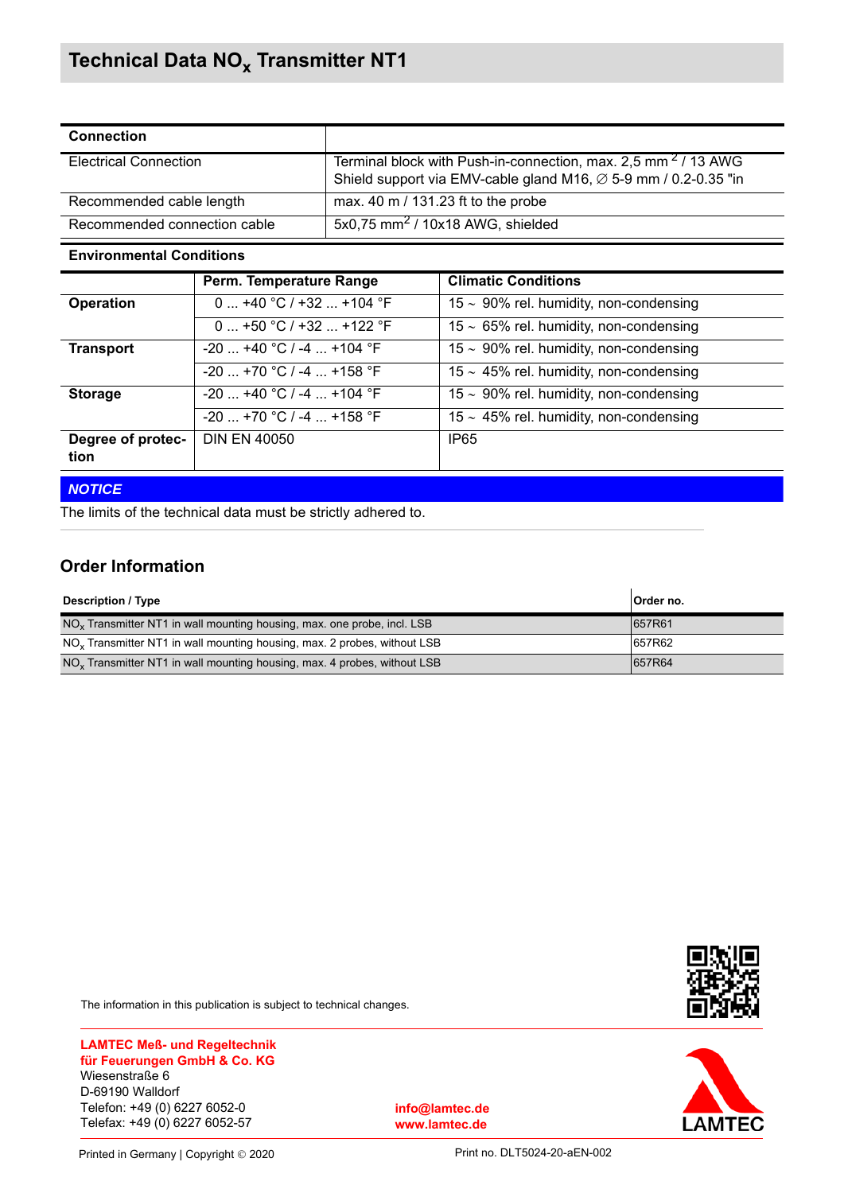# Technical Data $NO_x$ Transmitter NT1

| Connection | |
|---|---|
| Electrical Connection | Terminal block with Push-in-connection, max. 2,5 mm $^2$ / 13 AWG<br>Shield support via EMV-cable gland M16, ∅ 5-9 mm / 0.2-0.35 "in |
| Recommended cable length | max. 40 m / 131.23 ft to the probe |
| Recommended connection cable | 5x0,75 mm$^2$ / 10x18 AWG, shielded |

**Environmental Conditions**

| | Perm. Temperature Range | Climatic Conditions |
|---|---|---|
| **Operation** | 0 ... +40 °C / +32 ... +104 °F | 15 ~ 90% rel. humidity, non-condensing |
| | 0 ... +50 °C / +32 ... +122 °F | 15 ~ 65% rel. humidity, non-condensing |
| **Transport** | -20 ... +40 °C / -4 ... +104 °F | 15 ~ 90% rel. humidity, non-condensing |
| | -20 ... +70 °C / -4 ... +158 °F | 15 ~ 45% rel. humidity, non-condensing |
| **Storage** | -20 ... +40 °C / -4 ... +104 °F | 15 ~ 90% rel. humidity, non-condensing |
| | -20 ... +70 °C / -4 ... +158 °F | 15 ~ 45% rel. humidity, non-condensing |
| **Degree of protection** | DIN EN 40050 | IP65 |

***NOTICE***

The limits of the technical data must be strictly adhered to.

## Order Information

| Description / Type | Order no. |
|---|---|
| $NO_x$ Transmitter NT1 in wall mounting housing, max. one probe, incl. LSB | 657R61 |
| $NO_x$ Transmitter NT1 in wall mounting housing, max. 2 probes, without LSB | 657R62 |
| $NO_x$ Transmitter NT1 in wall mounting housing, max. 4 probes, without LSB | 657R64 |

The information in this publication is subject to technical changes.

**LAMTEC Meß- und Regeltechnik**
**für Feuerungen GmbH & Co. KG**
Wiesenstraße 6
D-69190 Walldorf
Telefon: +49 (0) 6227 6052-0
Telefax: +49 (0) 6227 6052-57

**info@lamtec.de**
**www.lamtec.de**

LAMTEC

Printed in Germany | Copyright © 2020

Print no. DLT5024-20-aEN-002